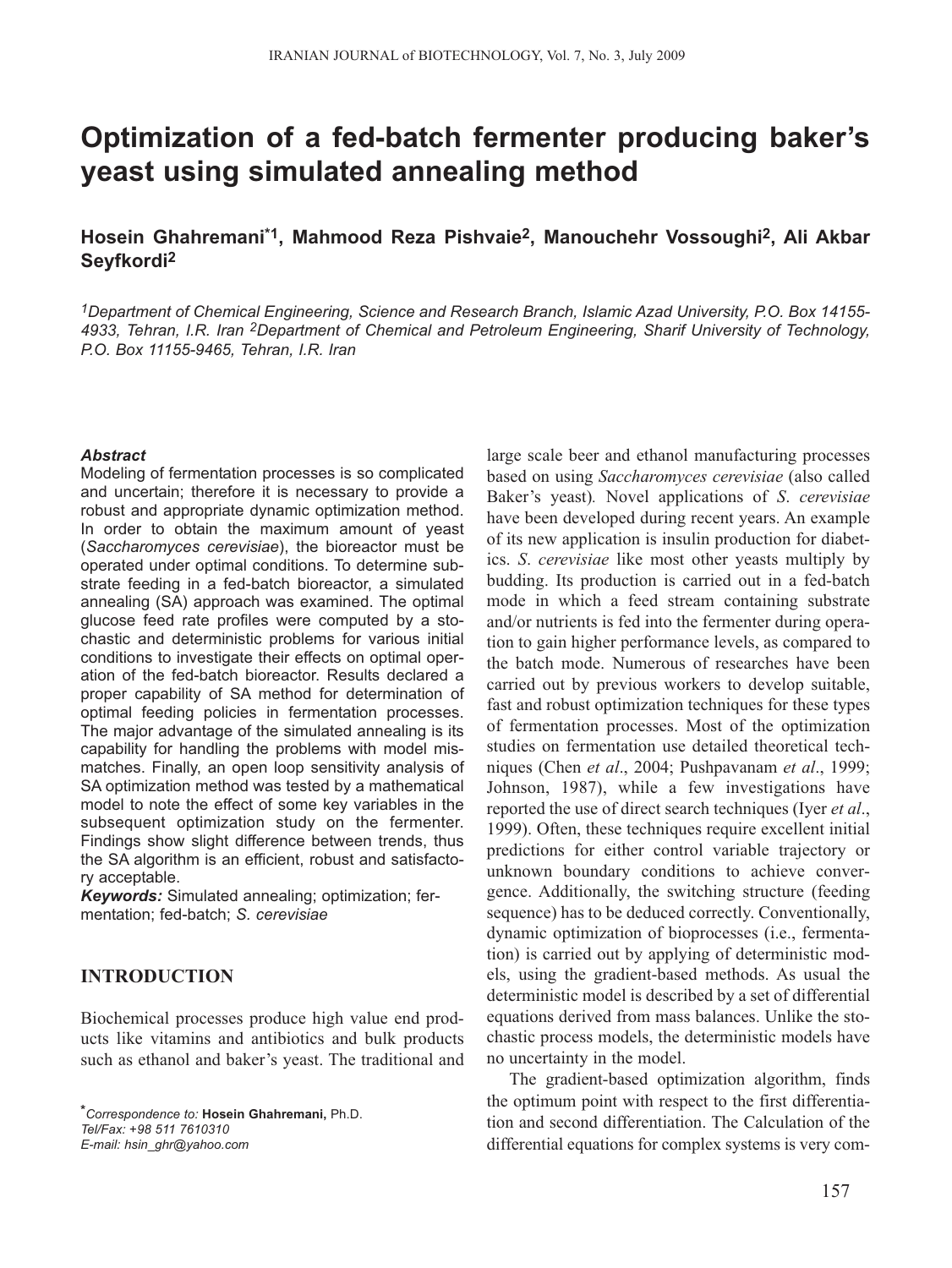# Optimization of a fed-batch fermenter producing baker's yeast using simulated annealing method

**Hosein Ghahremani*[1], Mahmood Reza Pishvaie[2], Manouchehr Vossoughi[2], Ali Akbar Seyfkordi[2]**

*[1]Department of Chemical Engineering, Science and Research Branch, Islamic Azad University, P.O. Box 14155-4933, Tehran, I.R. Iran [2]Department of Chemical and Petroleum Engineering, Sharif University of Technology, P.O. Box 11155-9465, Tehran, I.R. Iran*

***Abstract***

Modeling of fermentation processes is so complicated and uncertain; therefore it is necessary to provide a robust and appropriate dynamic optimization method. In order to obtain the maximum amount of yeast (*Saccharomyces cerevisiae*), the bioreactor must be operated under optimal conditions. To determine substrate feeding in a fed-batch bioreactor, a simulated annealing (SA) approach was examined. The optimal glucose feed rate profiles were computed by a stochastic and deterministic problems for various initial conditions to investigate their effects on optimal operation of the fed-batch bioreactor. Results declared a proper capability of SA method for determination of optimal feeding policies in fermentation processes. The major advantage of the simulated annealing is its capability for handling the problems with model mismatches. Finally, an open loop sensitivity analysis of SA optimization method was tested by a mathematical model to note the effect of some key variables in the subsequent optimization study on the fermenter. Findings show slight difference between trends, thus the SA algorithm is an efficient, robust and satisfactory acceptable.

***Keywords:*** Simulated annealing; optimization; fermentation; fed-batch; *S. cerevisiae*

## INTRODUCTION

Biochemical processes produce high value end products like vitamins and antibiotics and bulk products such as ethanol and baker's yeast. The traditional and large scale beer and ethanol manufacturing processes based on using *Saccharomyces cerevisiae* (also called Baker's yeast). Novel applications of *S. cerevisiae* have been developed during recent years. An example of its new application is insulin production for diabetics. *S. cerevisiae* like most other yeasts multiply by budding. Its production is carried out in a fed-batch mode in which a feed stream containing substrate and/or nutrients is fed into the fermenter during operation to gain higher performance levels, as compared to the batch mode. Numerous of researches have been carried out by previous workers to develop suitable, fast and robust optimization techniques for these types of fermentation processes. Most of the optimization studies on fermentation use detailed theoretical techniques (Chen *et al*., 2004; Pushpavanam *et al*., 1999; Johnson, 1987), while a few investigations have reported the use of direct search techniques (Iyer *et al*., 1999). Often, these techniques require excellent initial predictions for either control variable trajectory or unknown boundary conditions to achieve convergence. Additionally, the switching structure (feeding sequence) has to be deduced correctly. Conventionally, dynamic optimization of bioprocesses (i.e., fermentation) is carried out by applying of deterministic models, using the gradient-based methods. As usual the deterministic model is described by a set of differential equations derived from mass balances. Unlike the stochastic process models, the deterministic models have no uncertainty in the model.

The gradient-based optimization algorithm, finds the optimum point with respect to the first differentiation and second differentiation. The Calculation of the differential equations for complex systems is very com-

*Correspondence to: **Hosein Ghahremani,** Ph.D.
*Tel/Fax: +98 511 7610310*
*E-mail: hsin_ghr@yahoo.com*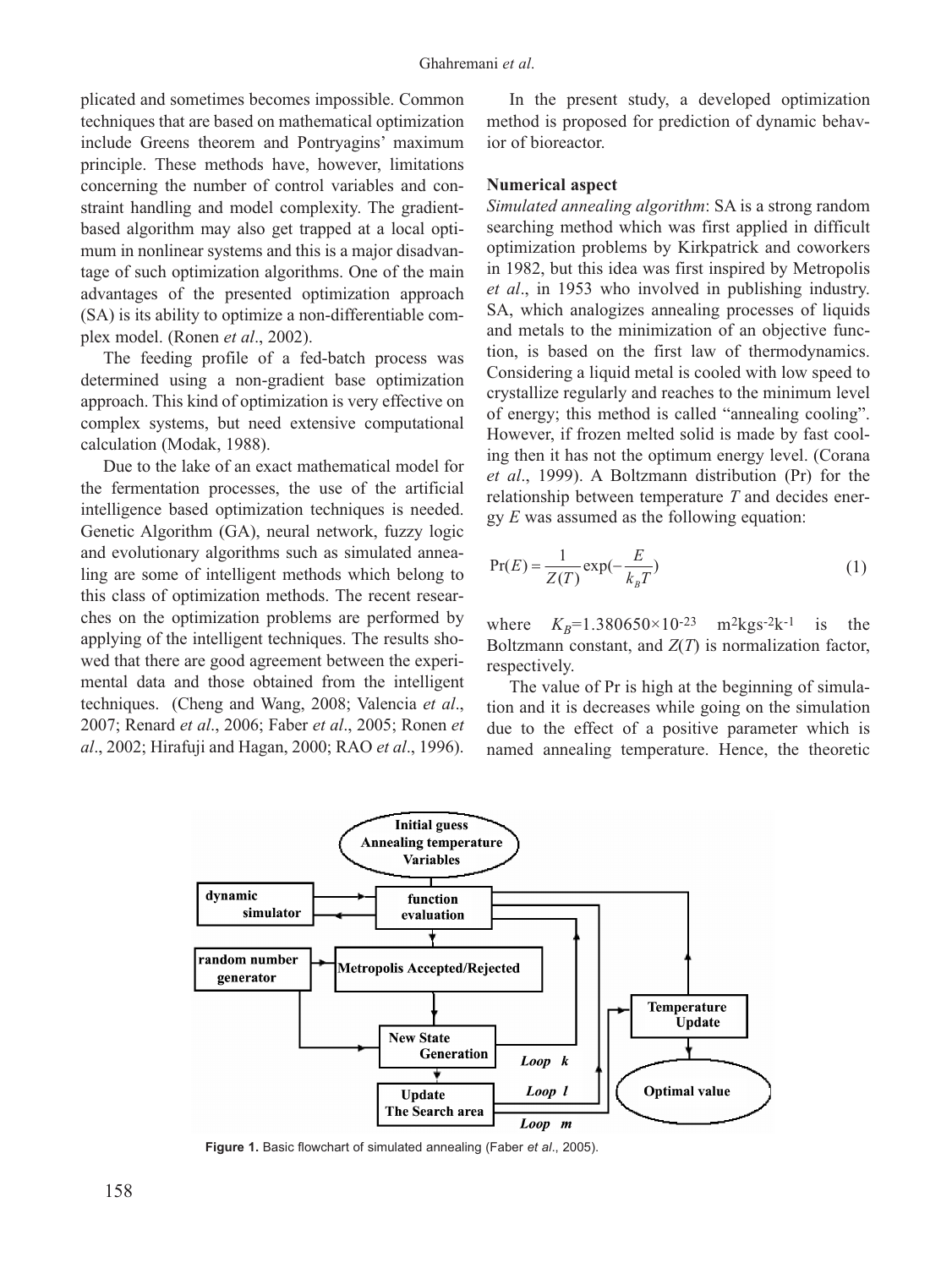plicated and sometimes becomes impossible. Common techniques that are based on mathematical optimization include Greens theorem and Pontryagins' maximum principle. These methods have, however, limitations concerning the number of control variables and constraint handling and model complexity. The gradient-based algorithm may also get trapped at a local optimum in nonlinear systems and this is a major disadvantage of such optimization algorithms. One of the main advantages of the presented optimization approach (SA) is its ability to optimize a non-differentiable complex model. (Ronen *et al*., 2002).

The feeding profile of a fed-batch process was determined using a non-gradient base optimization approach. This kind of optimization is very effective on complex systems, but need extensive computational calculation (Modak, 1988).

Due to the lake of an exact mathematical model for the fermentation processes, the use of the artificial intelligence based optimization techniques is needed. Genetic Algorithm (GA), neural network, fuzzy logic and evolutionary algorithms such as simulated annealing are some of intelligent methods which belong to this class of optimization methods. The recent researches on the optimization problems are performed by applying of the intelligent techniques. The results showed that there are good agreement between the experimental data and those obtained from the intelligent techniques. (Cheng and Wang, 2008; Valencia *et al*., 2007; Renard *et al*., 2006; Faber *et al*., 2005; Ronen *et al*., 2002; Hirafuji and Hagan, 2000; RAO *et al*., 1996).

In the present study, a developed optimization method is proposed for prediction of dynamic behavior of bioreactor.

**Numerical aspect**

*Simulated annealing algorithm*: SA is a strong random searching method which was first applied in difficult optimization problems by Kirkpatrick and coworkers in 1982, but this idea was first inspired by Metropolis *et al*., in 1953 who involved in publishing industry. SA, which analogizes annealing processes of liquids and metals to the minimization of an objective function, is based on the first law of thermodynamics. Considering a liquid metal is cooled with low speed to crystallize regularly and reaches to the minimum level of energy; this method is called "annealing cooling". However, if frozen melted solid is made by fast cooling then it has not the optimum energy level. (Corana *et al*., 1999). A Boltzmann distribution (Pr) for the relationship between temperature $T$ and decides energy $E$ was assumed as the following equation:

$$\Pr(E) = \frac{1}{Z(T)}\exp\left(-\frac{E}{k_B T}\right) \tag{1}$$

where $K_B$=1.380650×10$^{-23}$ m$^2$kgs$^{-2}$k$^{-1}$ is the Boltzmann constant, and $Z(T)$ is normalization factor, respectively.

The value of Pr is high at the beginning of simulation and it is decreases while going on the simulation due to the effect of a positive parameter which is named annealing temperature. Hence, the theoretic

Figure 1. Basic flowchart of simulated annealing (Faber *et al*., 2005).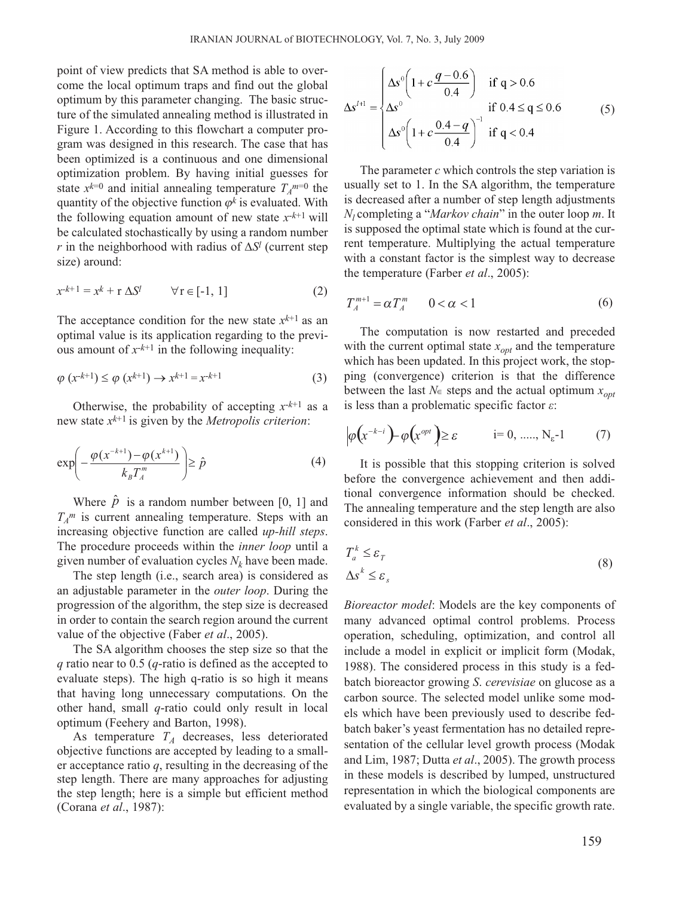point of view predicts that SA method is able to overcome the local optimum traps and find out the global optimum by this parameter changing. The basic structure of the simulated annealing method is illustrated in Figure 1. According to this flowchart a computer program was designed in this research. The case that has been optimized is a continuous and one dimensional optimization problem. By having initial guesses for state $x^{k=0}$ and initial annealing temperature $T_A^{m=0}$ the quantity of the objective function $\varphi^k$ is evaluated. With the following equation amount of new state $x^{-k+1}$ will be calculated stochastically by using a random number $r$ in the neighborhood with radius of $\Delta S^l$ (current step size) around:

$$x^{-k+1} = x^k + r\,\Delta S^l \qquad \forall r \in [-1, 1] \tag{2}$$

The acceptance condition for the new state $x^{k+1}$ as an optimal value is its application regarding to the previous amount of $x^{-k+1}$ in the following inequality:

$$\varphi\,(x^{-k+1}) \leq \varphi\,(x^{k+1}) \rightarrow x^{k+1} = x^{-k+1} \tag{3}$$

Otherwise, the probability of accepting $x^{-k+1}$ as a new state $x^{k+1}$ is given by the *Metropolis criterion*:

$$\exp\left(-\frac{\varphi(x^{-k+1}) - \varphi(x^{k+1})}{k_B T_A^m}\right) \geq \hat{p} \tag{4}$$

Where $\hat{p}$ is a random number between [0, 1] and $T_A{}^m$ is current annealing temperature. Steps with an increasing objective function are called *up-hill steps*. The procedure proceeds within the *inner loop* until a given number of evaluation cycles $N_k$ have been made.

The step length (i.e., search area) is considered as an adjustable parameter in the *outer loop*. During the progression of the algorithm, the step size is decreased in order to contain the search region around the current value of the objective (Faber *et al*., 2005).

The SA algorithm chooses the step size so that the $q$ ratio near to 0.5 ($q$-ratio is defined as the accepted to evaluate steps). The high q-ratio is so high it means that having long unnecessary computations. On the other hand, small $q$-ratio could only result in local optimum (Feehery and Barton, 1998).

As temperature $T_A$ decreases, less deteriorated objective functions are accepted by leading to a smaller acceptance ratio $q$, resulting in the decreasing of the step length. There are many approaches for adjusting the step length; here is a simple but efficient method (Corana *et al*., 1987):

$$\Delta s^{l+1} = \begin{cases} \Delta s^0\left(1 + c\dfrac{q-0.6}{0.4}\right) & \text{if } q > 0.6 \\ \Delta s^0 & \text{if } 0.4 \leq q \leq 0.6 \\ \Delta s^0\left(1 + c\dfrac{0.4-q}{0.4}\right)^{-1} & \text{if } q < 0.4 \end{cases} \tag{5}$$

The parameter $c$ which controls the step variation is usually set to 1. In the SA algorithm, the temperature is decreased after a number of step length adjustments $N_l$ completing a "*Markov chain*" in the outer loop $m$. It is supposed the optimal state which is found at the current temperature. Multiplying the actual temperature with a constant factor is the simplest way to decrease the temperature (Farber *et al*., 2005):

$$T_A^{m+1} = \alpha T_A^m \qquad 0 < \alpha < 1 \tag{6}$$

The computation is now restarted and preceded with the current optimal state $x_{opt}$ and the temperature which has been updated. In this project work, the stopping (convergence) criterion is that the difference between the last $N_\varepsilon$ steps and the actual optimum $x_{opt}$ is less than a problematic specific factor $\varepsilon$:

$$\left|\varphi\left(x^{-k-i}\right) - \varphi\left(x^{opt}\right)\right| \geq \varepsilon \qquad \text{i}= 0, \ldots, \text{N}_\varepsilon\text{-1} \tag{7}$$

It is possible that this stopping criterion is solved before the convergence achievement and then additional convergence information should be checked. The annealing temperature and the step length are also considered in this work (Farber *et al*., 2005):

$$\begin{aligned} T_a^k &\leq \varepsilon_T \\ \Delta s^k &\leq \varepsilon_s \end{aligned} \tag{8}$$

*Bioreactor model*: Models are the key components of many advanced optimal control problems. Process operation, scheduling, optimization, and control all include a model in explicit or implicit form (Modak, 1988). The considered process in this study is a fed-batch bioreactor growing *S. cerevisiae* on glucose as a carbon source. The selected model unlike some models which have been previously used to describe fed-batch baker's yeast fermentation has no detailed representation of the cellular level growth process (Modak and Lim, 1987; Dutta *et al*., 2005). The growth process in these models is described by lumped, unstructured representation in which the biological components are evaluated by a single variable, the specific growth rate.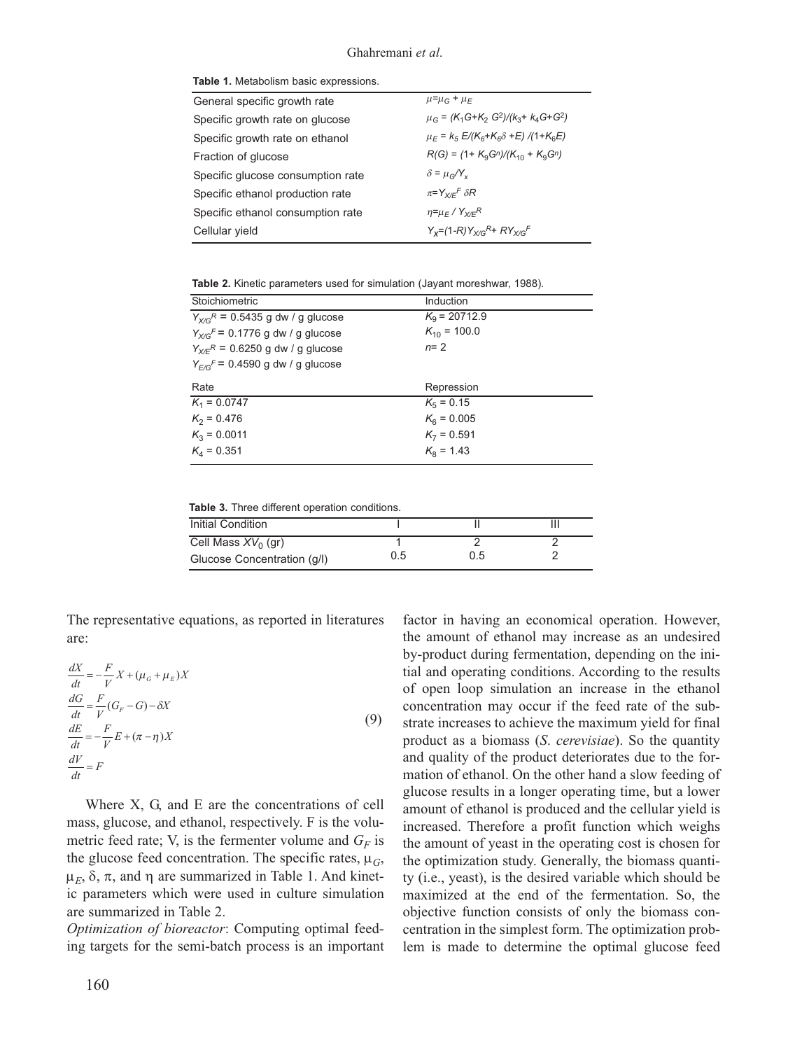**Table 1.** Metabolism basic expressions.

| | |
|---|---|
| General specific growth rate | $\mu=\mu_G + \mu_E$ |
| Specific growth rate on glucose | $\mu_G = (K_1G+K_2 G^2)/(k_3+ k_4G+G^2)$ |
| Specific growth rate on ethanol | $\mu_E = k_5 E/(K_6+K_6\delta +E) /(1+K_6E)$ |
| Fraction of glucose | $R(G) = (1+ K_9G^n)/(K_{10} + K_9G^n)$ |
| Specific glucose consumption rate | $\delta = \mu_G/Y_x$ |
| Specific ethanol production rate | $\pi=Y_{X/E}^F \delta R$ |
| Specific ethanol consumption rate | $\eta=\mu_E / Y_{X/E}^R$ |
| Cellular yield | $Y_X=(1-R)Y_{X/G}^R+ RY_{X/G}^F$ |

**Table 2.** Kinetic parameters used for simulation (Jayant moreshwar, 1988).

| Stoichiometric | Induction |
|---|---|
| $Y_{X/G}^R$ = 0.5435 g dw / g glucose | $K_9$ = 20712.9 |
| $Y_{X/G}^F$ = 0.1776 g dw / g glucose | $K_{10}$ = 100.0 |
| $Y_{X/E}^R$ = 0.6250 g dw / g glucose | $n$= 2 |
| $Y_{E/G}^F$ = 0.4590 g dw / g glucose | |
| **Rate** | **Repression** |
| $K_1$ = 0.0747 | $K_5$ = 0.15 |
| $K_2$ = 0.476 | $K_6$ = 0.005 |
| $K_3$ = 0.0011 | $K_7$ = 0.591 |
| $K_4$ = 0.351 | $K_8$ = 1.43 |

**Table 3.** Three different operation conditions.

| Initial Condition | I | II | III |
|---|---|---|---|
| Cell Mass $XV_0$ (gr) | 1 | 2 | 2 |
| Glucose Concentration (g/l) | 0.5 | 0.5 | 2 |

The representative equations, as reported in literatures are:

$$
\begin{aligned}
\frac{dX}{dt} &= -\frac{F}{V}X + (\mu_G + \mu_E)X \\
\frac{dG}{dt} &= \frac{F}{V}(G_F - G) - \delta X \\
\frac{dE}{dt} &= -\frac{F}{V}E + (\pi - \eta)X \\
\frac{dV}{dt} &= F
\end{aligned}
\tag{9}
$$

Where X, G, and E are the concentrations of cell mass, glucose, and ethanol, respectively. F is the volumetric feed rate; V, is the fermenter volume and $G_F$ is the glucose feed concentration. The specific rates, $\mu_G$, $\mu_E$, $\delta$, $\pi$, and $\eta$ are summarized in Table 1. And kinetic parameters which were used in culture simulation are summarized in Table 2.

*Optimization of bioreactor*: Computing optimal feeding targets for the semi-batch process is an important factor in having an economical operation. However, the amount of ethanol may increase as an undesired by-product during fermentation, depending on the initial and operating conditions. According to the results of open loop simulation an increase in the ethanol concentration may occur if the feed rate of the substrate increases to achieve the maximum yield for final product as a biomass (*S. cerevisiae*). So the quantity and quality of the product deteriorates due to the formation of ethanol. On the other hand a slow feeding of glucose results in a longer operating time, but a lower amount of ethanol is produced and the cellular yield is increased. Therefore a profit function which weighs the amount of yeast in the operating cost is chosen for the optimization study. Generally, the biomass quantity (i.e., yeast), is the desired variable which should be maximized at the end of the fermentation. So, the objective function consists of only the biomass concentration in the simplest form. The optimization problem is made to determine the optimal glucose feed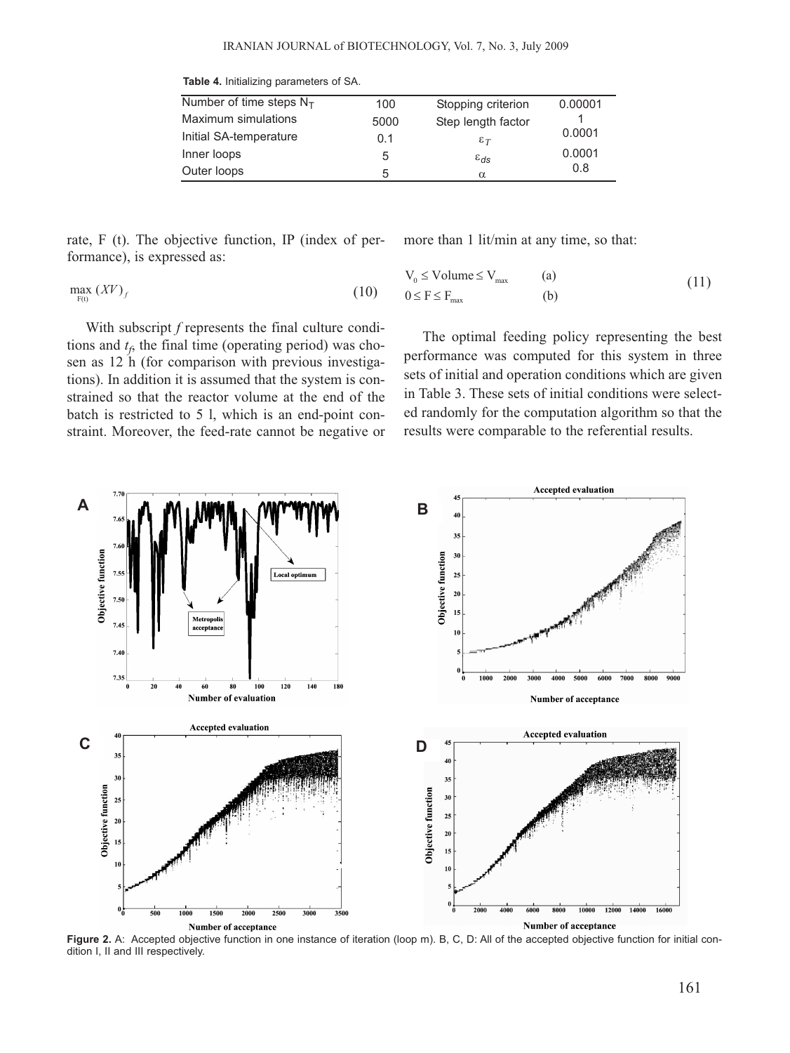**Table 4.** Initializing parameters of SA.

| Number of time steps $N_T$ | 100 | Stopping criterion | 0.00001 |
|---|---|---|---|
| Maximum simulations | 5000 | Step length factor | 1 |
| Initial SA-temperature | 0.1 | $\varepsilon_T$ | 0.0001 |
| Inner loops | 5 | $\varepsilon_{ds}$ | 0.0001 |
| Outer loops | 5 | $\alpha$ | 0.8 |

rate, F (t). The objective function, IP (index of performance), is expressed as:

$$\max_{F(t)} (XV)_f \tag{10}$$

With subscript *f* represents the final culture conditions and $t_f$, the final time (operating period) was chosen as 12 h (for comparison with previous investigations). In addition it is assumed that the system is constrained so that the reactor volume at the end of the batch is restricted to 5 l, which is an end-point constraint. Moreover, the feed-rate cannot be negative or more than 1 lit/min at any time, so that:

$$\begin{aligned} &V_0 \leq \text{Volume} \leq V_{max} && \text{(a)} \\ &0 \leq F \leq F_{max} && \text{(b)} \end{aligned} \tag{11}$$

The optimal feeding policy representing the best performance was computed for this system in three sets of initial and operation conditions which are given in Table 3. These sets of initial conditions were selected randomly for the computation algorithm so that the results were comparable to the referential results.

**Figure 2.** A: Accepted objective function in one instance of iteration (loop m). B, C, D: All of the accepted objective function for initial condition I, II and III respectively.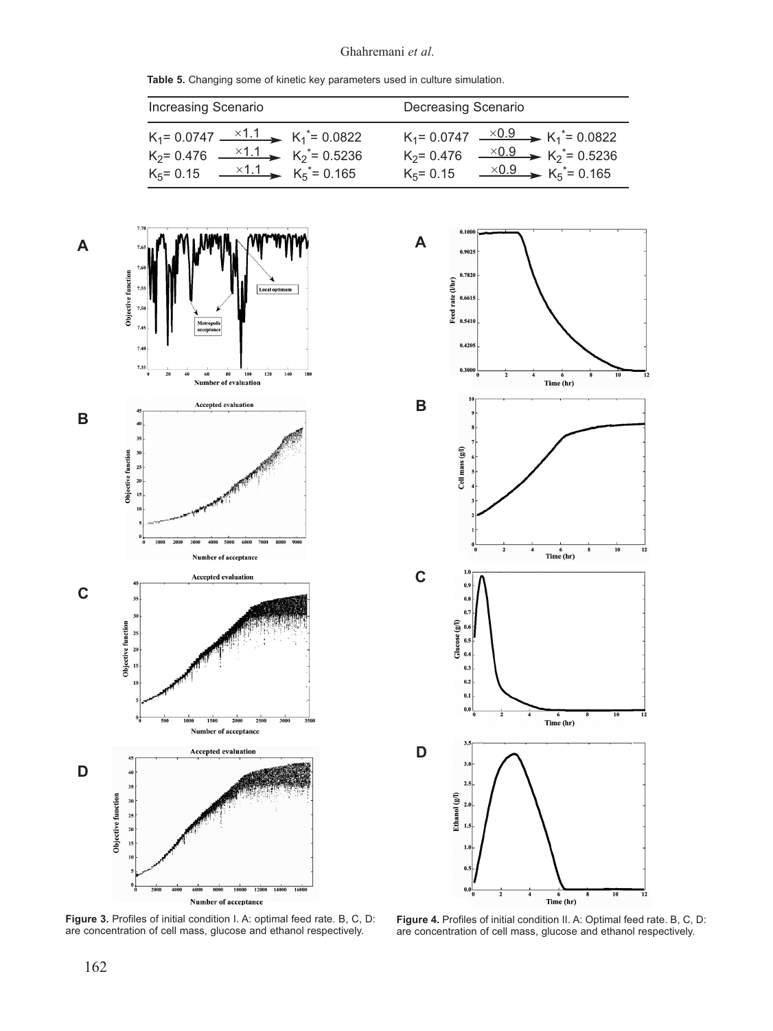**Table 5.** Changing some of kinetic key parameters used in culture simulation.

| Increasing Scenario | Decreasing Scenario |
|---|---|
| $K_1 = 0.0747 \xrightarrow{\times 1.1} K_1^* = 0.0822$ | $K_1 = 0.0747 \xrightarrow{\times 0.9} K_1^* = 0.0822$ |
| $K_2 = 0.476 \xrightarrow{\times 1.1} K_2^* = 0.5236$ | $K_2 = 0.476 \xrightarrow{\times 0.9} K_2^* = 0.5236$ |
| $K_5 = 0.15 \xrightarrow{\times 1.1} K_5^* = 0.165$ | $K_5 = 0.15 \xrightarrow{\times 0.9} K_5^* = 0.165$ |

**Figure 3.** Profiles of initial condition I. A: optimal feed rate. B, C, D: are concentration of cell mass, glucose and ethanol respectively.

**Figure 4.** Profiles of initial condition II. A: Optimal feed rate. B, C, D: are concentration of cell mass, glucose and ethanol respectively.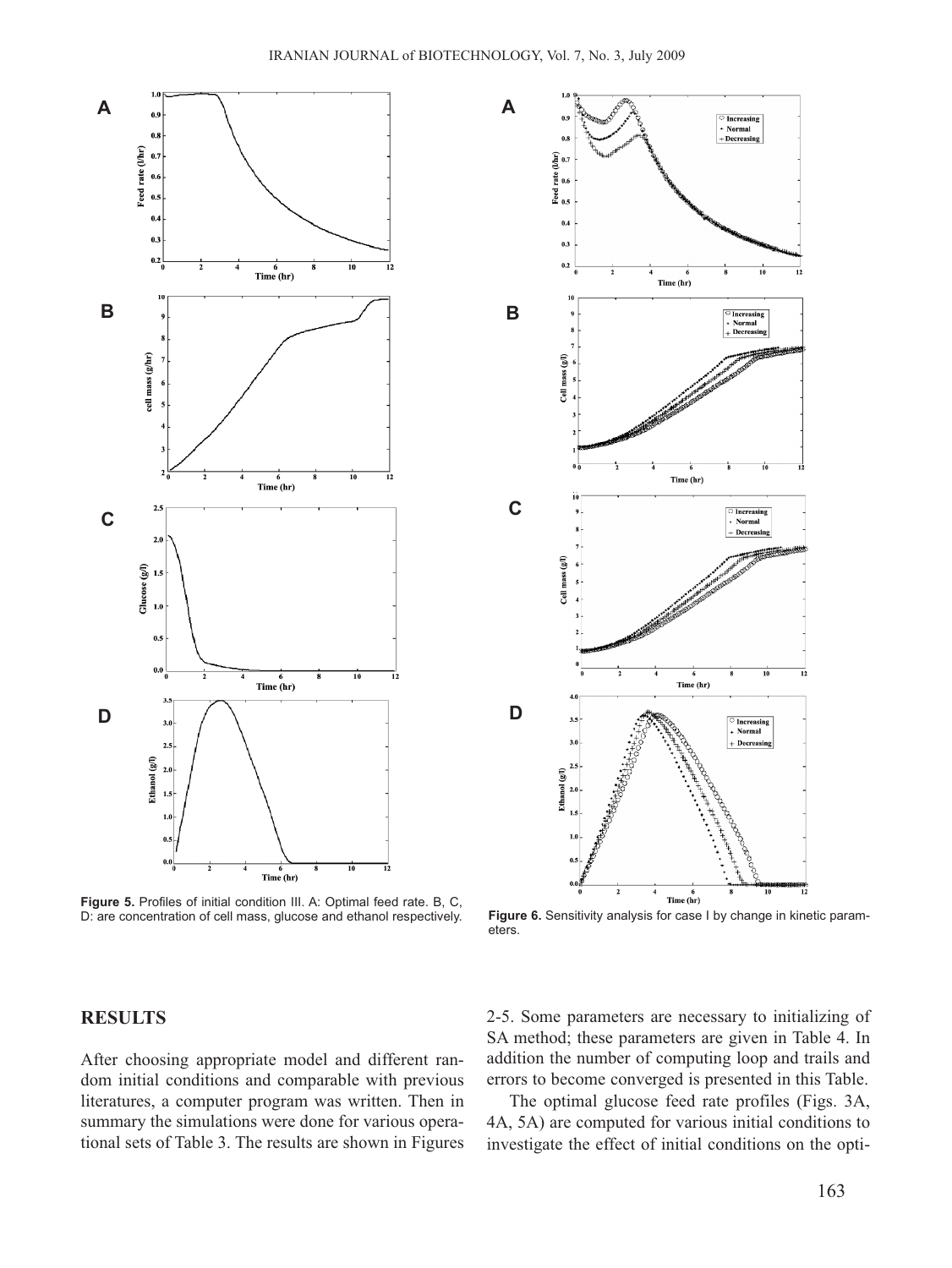Figure 5. Profiles of initial condition III. A: Optimal feed rate. B, C, D: are concentration of cell mass, glucose and ethanol respectively.

Figure 6. Sensitivity analysis for case I by change in kinetic parameters.

## RESULTS

After choosing appropriate model and different random initial conditions and comparable with previous literatures, a computer program was written. Then in summary the simulations were done for various operational sets of Table 3. The results are shown in Figures 2-5. Some parameters are necessary to initializing of SA method; these parameters are given in Table 4. In addition the number of computing loop and trails and errors to become converged is presented in this Table.

The optimal glucose feed rate profiles (Figs. 3A, 4A, 5A) are computed for various initial conditions to investigate the effect of initial conditions on the opti-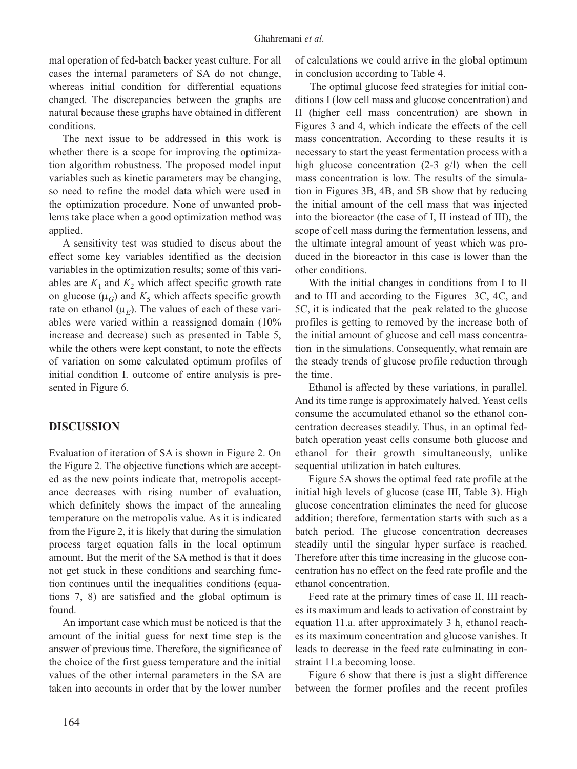mal operation of fed-batch backer yeast culture. For all cases the internal parameters of SA do not change, whereas initial condition for differential equations changed. The discrepancies between the graphs are natural because these graphs have obtained in different conditions.

The next issue to be addressed in this work is whether there is a scope for improving the optimization algorithm robustness. The proposed model input variables such as kinetic parameters may be changing, so need to refine the model data which were used in the optimization procedure. None of unwanted problems take place when a good optimization method was applied.

A sensitivity test was studied to discus about the effect some key variables identified as the decision variables in the optimization results; some of this variables are $K_1$ and $K_2$ which affect specific growth rate on glucose ($\mu_G$) and $K_5$ which affects specific growth rate on ethanol ($\mu_E$). The values of each of these variables were varied within a reassigned domain (10% increase and decrease) such as presented in Table 5, while the others were kept constant, to note the effects of variation on some calculated optimum profiles of initial condition I. outcome of entire analysis is presented in Figure 6.

## DISCUSSION

Evaluation of iteration of SA is shown in Figure 2. On the Figure 2. The objective functions which are accepted as the new points indicate that, metropolis acceptance decreases with rising number of evaluation, which definitely shows the impact of the annealing temperature on the metropolis value. As it is indicated from the Figure 2, it is likely that during the simulation process target equation falls in the local optimum amount. But the merit of the SA method is that it does not get stuck in these conditions and searching function continues until the inequalities conditions (equations 7, 8) are satisfied and the global optimum is found.

An important case which must be noticed is that the amount of the initial guess for next time step is the answer of previous time. Therefore, the significance of the choice of the first guess temperature and the initial values of the other internal parameters in the SA are taken into accounts in order that by the lower number of calculations we could arrive in the global optimum in conclusion according to Table 4.

The optimal glucose feed strategies for initial conditions I (low cell mass and glucose concentration) and II (higher cell mass concentration) are shown in Figures 3 and 4, which indicate the effects of the cell mass concentration. According to these results it is necessary to start the yeast fermentation process with a high glucose concentration (2-3 g/l) when the cell mass concentration is low. The results of the simulation in Figures 3B, 4B, and 5B show that by reducing the initial amount of the cell mass that was injected into the bioreactor (the case of I, II instead of III), the scope of cell mass during the fermentation lessens, and the ultimate integral amount of yeast which was produced in the bioreactor in this case is lower than the other conditions.

With the initial changes in conditions from I to II and to III and according to the Figures 3C, 4C, and 5C, it is indicated that the peak related to the glucose profiles is getting to removed by the increase both of the initial amount of glucose and cell mass concentration in the simulations. Consequently, what remain are the steady trends of glucose profile reduction through the time.

Ethanol is affected by these variations, in parallel. And its time range is approximately halved. Yeast cells consume the accumulated ethanol so the ethanol concentration decreases steadily. Thus, in an optimal fed-batch operation yeast cells consume both glucose and ethanol for their growth simultaneously, unlike sequential utilization in batch cultures.

Figure 5A shows the optimal feed rate profile at the initial high levels of glucose (case III, Table 3). High glucose concentration eliminates the need for glucose addition; therefore, fermentation starts with such as a batch period. The glucose concentration decreases steadily until the singular hyper surface is reached. Therefore after this time increasing in the glucose concentration has no effect on the feed rate profile and the ethanol concentration.

Feed rate at the primary times of case II, III reaches its maximum and leads to activation of constraint by equation 11.a. after approximately 3 h, ethanol reaches its maximum concentration and glucose vanishes. It leads to decrease in the feed rate culminating in constraint 11.a becoming loose.

Figure 6 show that there is just a slight difference between the former profiles and the recent profiles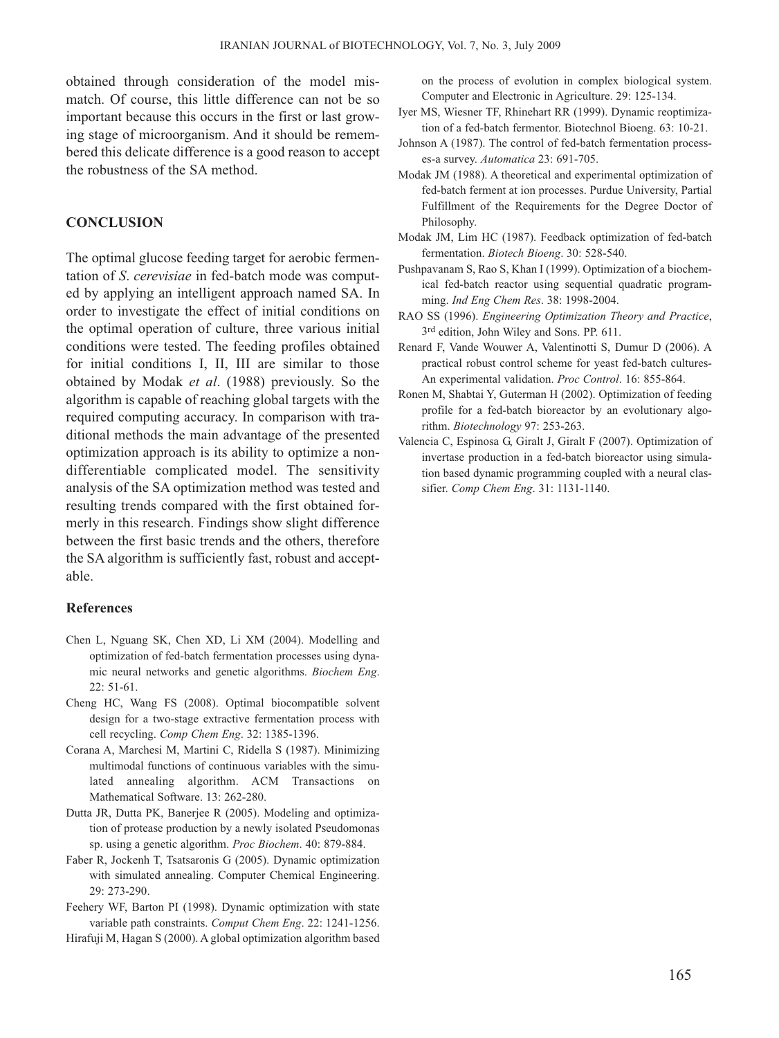obtained through consideration of the model mismatch. Of course, this little difference can not be so important because this occurs in the first or last growing stage of microorganism. And it should be remembered this delicate difference is a good reason to accept the robustness of the SA method.

## CONCLUSION

The optimal glucose feeding target for aerobic fermentation of *S. cerevisiae* in fed-batch mode was computed by applying an intelligent approach named SA. In order to investigate the effect of initial conditions on the optimal operation of culture, three various initial conditions were tested. The feeding profiles obtained for initial conditions I, II, III are similar to those obtained by Modak *et al*. (1988) previously. So the algorithm is capable of reaching global targets with the required computing accuracy. In comparison with traditional methods the main advantage of the presented optimization approach is its ability to optimize a non-differentiable complicated model. The sensitivity analysis of the SA optimization method was tested and resulting trends compared with the first obtained formerly in this research. Findings show slight difference between the first basic trends and the others, therefore the SA algorithm is sufficiently fast, robust and acceptable.

### References

Chen L, Nguang SK, Chen XD, Li XM (2004). Modelling and optimization of fed-batch fermentation processes using dynamic neural networks and genetic algorithms. *Biochem Eng*. 22: 51-61.

Cheng HC, Wang FS (2008). Optimal biocompatible solvent design for a two-stage extractive fermentation process with cell recycling. *Comp Chem Eng*. 32: 1385-1396.

Corana A, Marchesi M, Martini C, Ridella S (1987). Minimizing multimodal functions of continuous variables with the simulated annealing algorithm. ACM Transactions on Mathematical Software. 13: 262-280.

Dutta JR, Dutta PK, Banerjee R (2005). Modeling and optimization of protease production by a newly isolated Pseudomonas sp. using a genetic algorithm. *Proc Biochem*. 40: 879-884.

Faber R, Jockenh T, Tsatsaronis G (2005). Dynamic optimization with simulated annealing. Computer Chemical Engineering. 29: 273-290.

Feehery WF, Barton PI (1998). Dynamic optimization with state variable path constraints. *Comput Chem Eng*. 22: 1241-1256.

Hirafuji M, Hagan S (2000). A global optimization algorithm based on the process of evolution in complex biological system. Computer and Electronic in Agriculture. 29: 125-134.

Iyer MS, Wiesner TF, Rhinehart RR (1999). Dynamic reoptimization of a fed-batch fermentor. Biotechnol Bioeng. 63: 10-21.

Johnson A (1987). The control of fed-batch fermentation processes-a survey. *Automatica* 23: 691-705.

Modak JM (1988). A theoretical and experimental optimization of fed-batch ferment at ion processes. Purdue University, Partial Fulfillment of the Requirements for the Degree Doctor of Philosophy.

Modak JM, Lim HC (1987). Feedback optimization of fed-batch fermentation. *Biotech Bioeng*. 30: 528-540.

Pushpavanam S, Rao S, Khan I (1999). Optimization of a biochemical fed-batch reactor using sequential quadratic programming. *Ind Eng Chem Res*. 38: 1998-2004.

RAO SS (1996). *Engineering Optimization Theory and Practice*, 3rd edition, John Wiley and Sons. PP. 611.

Renard F, Vande Wouwer A, Valentinotti S, Dumur D (2006). A practical robust control scheme for yeast fed-batch cultures-An experimental validation. *Proc Control*. 16: 855-864.

Ronen M, Shabtai Y, Guterman H (2002). Optimization of feeding profile for a fed-batch bioreactor by an evolutionary algorithm. *Biotechnology* 97: 253-263.

Valencia C, Espinosa G, Giralt J, Giralt F (2007). Optimization of invertase production in a fed-batch bioreactor using simulation based dynamic programming coupled with a neural classifier. *Comp Chem Eng*. 31: 1131-1140.